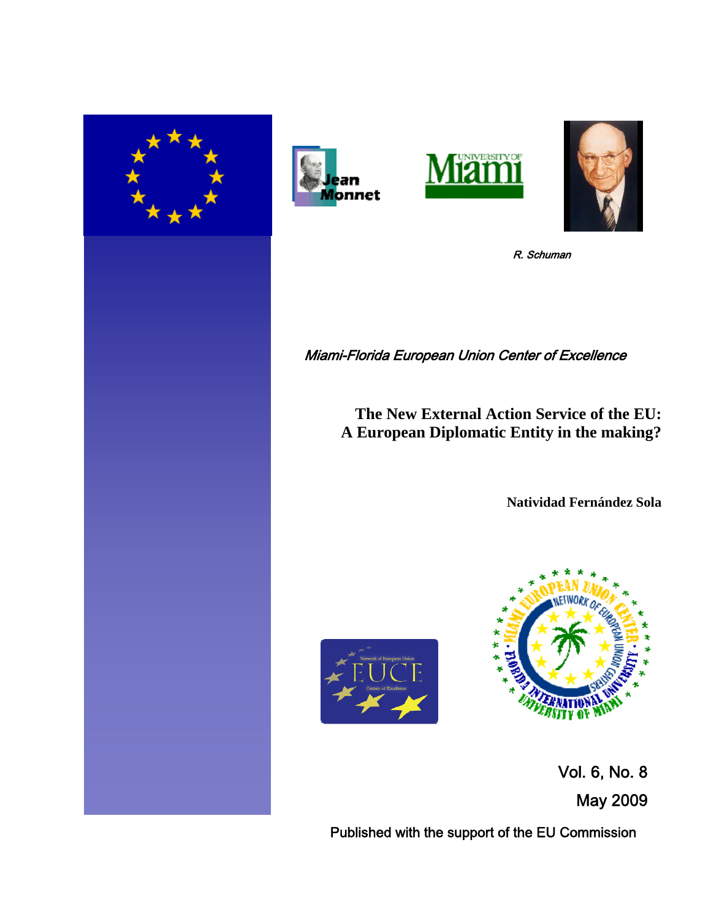R. Schuman

*Miami-Florida European Union Center of Excellence*

# The New External Action Service of the EU: A European Diplomatic Entity in the making?

**Natividad Fernández Sola**

Vol. 6, No. 8

May 2009

Published with the support of the EU Commission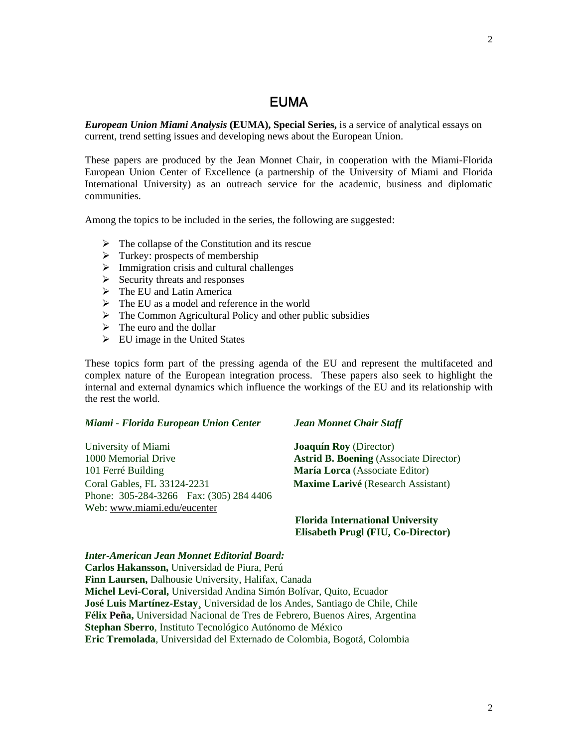# EUMA

***European Union Miami Analysis* (EUMA), Special Series,** is a service of analytical essays on current, trend setting issues and developing news about the European Union.

These papers are produced by the Jean Monnet Chair, in cooperation with the Miami-Florida European Union Center of Excellence (a partnership of the University of Miami and Florida International University) as an outreach service for the academic, business and diplomatic communities.

Among the topics to be included in the series, the following are suggested:

- The collapse of the Constitution and its rescue
- Turkey: prospects of membership
- Immigration crisis and cultural challenges
- Security threats and responses
- The EU and Latin America
- The EU as a model and reference in the world
- The Common Agricultural Policy and other public subsidies
- The euro and the dollar
- EU image in the United States

These topics form part of the pressing agenda of the EU and represent the multifaceted and complex nature of the European integration process. These papers also seek to highlight the internal and external dynamics which influence the workings of the EU and its relationship with the rest the world.

***Miami - Florida European Union Center***

University of Miami
1000 Memorial Drive
101 Ferré Building
Coral Gables, FL 33124-2231
Phone: 305-284-3266 Fax: (305) 284 4406
Web: www.miami.edu/eucenter

***Jean Monnet Chair Staff***

**Joaquín Roy** (Director)
**Astrid B. Boening** (Associate Director)
**María Lorca** (Associate Editor)
**Maxime Larivé** (Research Assistant)

**Florida International University**
**Elisabeth Prugl (FIU, Co-Director)**

***Inter-American Jean Monnet Editorial Board:***

**Carlos Hakansson,** Universidad de Piura, Perú
**Finn Laursen,** Dalhousie University, Halifax, Canada
**Michel Levi-Coral,** Universidad Andina Simón Bolívar, Quito, Ecuador
**José Luis Martínez-Estay**¸ Universidad de los Andes, Santiago de Chile, Chile
**Félix Peña,** Universidad Nacional de Tres de Febrero, Buenos Aires, Argentina
**Stephan Sberro**, Instituto Tecnológico Autónomo de México
**Eric Tremolada**, Universidad del Externado de Colombia, Bogotá, Colombia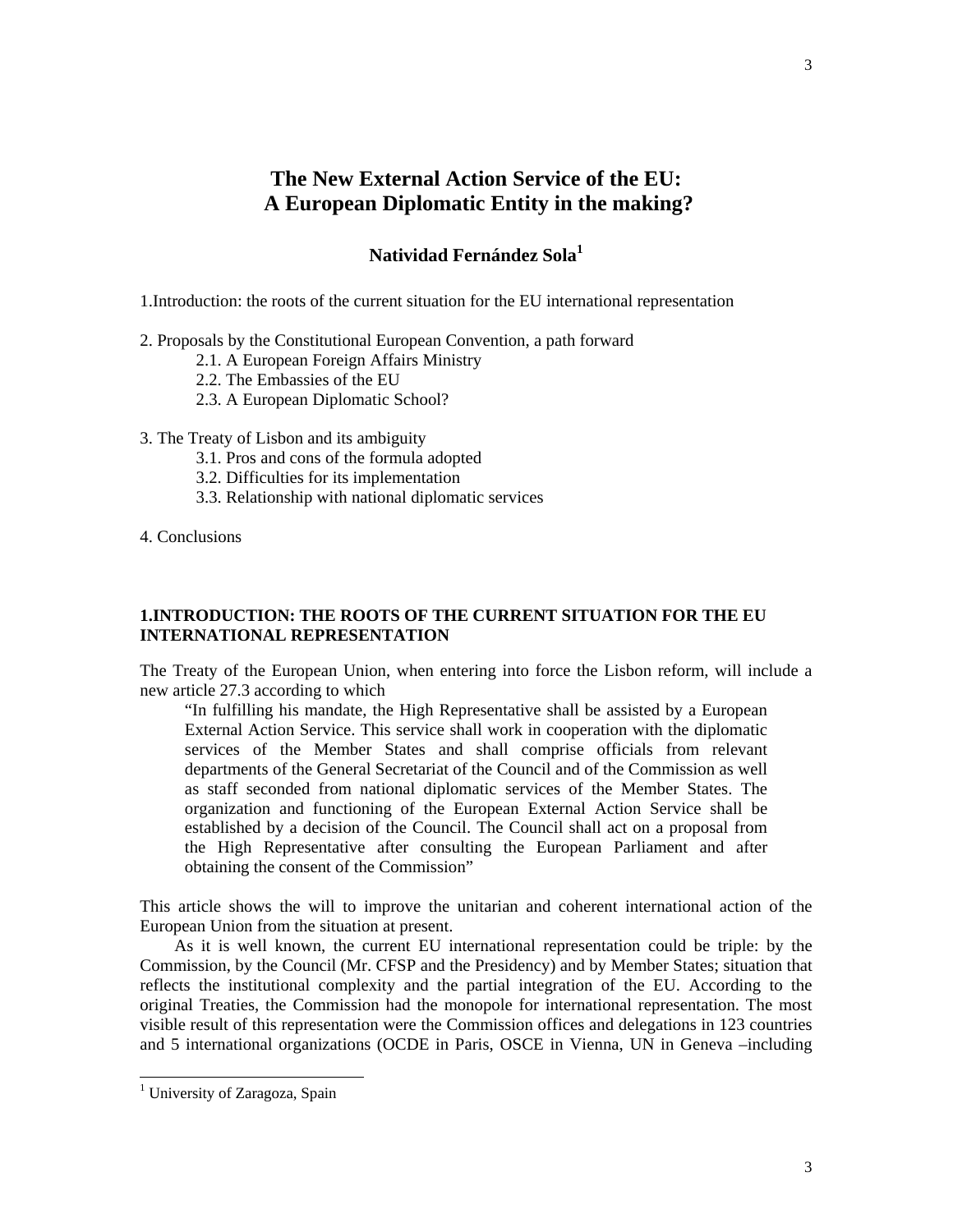# The New External Action Service of the EU: A European Diplomatic Entity in the making?

**Natividad Fernández Sola**[1]

1.Introduction: the roots of the current situation for the EU international representation

2. Proposals by the Constitutional European Convention, a path forward
   - 2.1. A European Foreign Affairs Ministry
   - 2.2. The Embassies of the EU
   - 2.3. A European Diplomatic School?

3. The Treaty of Lisbon and its ambiguity
   - 3.1. Pros and cons of the formula adopted
   - 3.2. Difficulties for its implementation
   - 3.3. Relationship with national diplomatic services

4. Conclusions

## 1.INTRODUCTION: THE ROOTS OF THE CURRENT SITUATION FOR THE EU INTERNATIONAL REPRESENTATION

The Treaty of the European Union, when entering into force the Lisbon reform, will include a new article 27.3 according to which

> "In fulfilling his mandate, the High Representative shall be assisted by a European External Action Service. This service shall work in cooperation with the diplomatic services of the Member States and shall comprise officials from relevant departments of the General Secretariat of the Council and of the Commission as well as staff seconded from national diplomatic services of the Member States. The organization and functioning of the European External Action Service shall be established by a decision of the Council. The Council shall act on a proposal from the High Representative after consulting the European Parliament and after obtaining the consent of the Commission"

This article shows the will to improve the unitarian and coherent international action of the European Union from the situation at present.

As it is well known, the current EU international representation could be triple: by the Commission, by the Council (Mr. CFSP and the Presidency) and by Member States; situation that reflects the institutional complexity and the partial integration of the EU. According to the original Treaties, the Commission had the monopole for international representation. The most visible result of this representation were the Commission offices and delegations in 123 countries and 5 international organizations (OCDE in Paris, OSCE in Vienna, UN in Geneva –including

[1] University of Zaragoza, Spain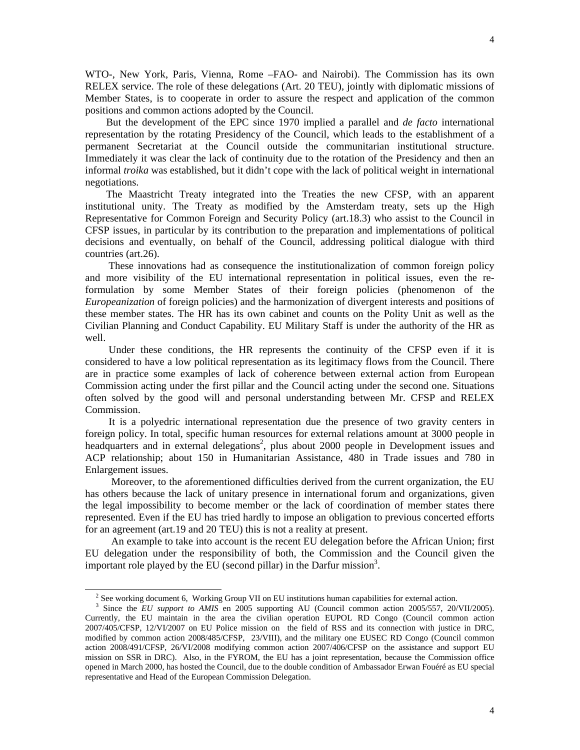WTO-, New York, Paris, Vienna, Rome –FAO- and Nairobi). The Commission has its own RELEX service. The role of these delegations (Art. 20 TEU), jointly with diplomatic missions of Member States, is to cooperate in order to assure the respect and application of the common positions and common actions adopted by the Council.

But the development of the EPC since 1970 implied a parallel and *de facto* international representation by the rotating Presidency of the Council, which leads to the establishment of a permanent Secretariat at the Council outside the communitarian institutional structure. Immediately it was clear the lack of continuity due to the rotation of the Presidency and then an informal *troika* was established, but it didn't cope with the lack of political weight in international negotiations.

The Maastricht Treaty integrated into the Treaties the new CFSP, with an apparent institutional unity. The Treaty as modified by the Amsterdam treaty, sets up the High Representative for Common Foreign and Security Policy (art.18.3) who assist to the Council in CFSP issues, in particular by its contribution to the preparation and implementations of political decisions and eventually, on behalf of the Council, addressing political dialogue with third countries (art.26).

These innovations had as consequence the institutionalization of common foreign policy and more visibility of the EU international representation in political issues, even the re-formulation by some Member States of their foreign policies (phenomenon of the *Europeanization* of foreign policies) and the harmonization of divergent interests and positions of these member states. The HR has its own cabinet and counts on the Polity Unit as well as the Civilian Planning and Conduct Capability. EU Military Staff is under the authority of the HR as well.

Under these conditions, the HR represents the continuity of the CFSP even if it is considered to have a low political representation as its legitimacy flows from the Council. There are in practice some examples of lack of coherence between external action from European Commission acting under the first pillar and the Council acting under the second one. Situations often solved by the good will and personal understanding between Mr. CFSP and RELEX Commission.

It is a polyedric international representation due the presence of two gravity centers in foreign policy. In total, specific human resources for external relations amount at 3000 people in headquarters and in external delegations[2], plus about 2000 people in Development issues and ACP relationship; about 150 in Humanitarian Assistance, 480 in Trade issues and 780 in Enlargement issues.

Moreover, to the aforementioned difficulties derived from the current organization, the EU has others because the lack of unitary presence in international forum and organizations, given the legal impossibility to become member or the lack of coordination of member states there represented. Even if the EU has tried hardly to impose an obligation to previous concerted efforts for an agreement (art.19 and 20 TEU) this is not a reality at present.

An example to take into account is the recent EU delegation before the African Union; first EU delegation under the responsibility of both, the Commission and the Council given the important role played by the EU (second pillar) in the Darfur mission[3].

[2] See working document 6, Working Group VII on EU institutions human capabilities for external action.

[3] Since the *EU support to AMIS* en 2005 supporting AU (Council common action 2005/557, 20/VII/2005). Currently, the EU maintain in the area the civilian operation EUPOL RD Congo (Council common action 2007/405/CFSP, 12/VI/2007 on EU Police mission on the field of RSS and its connection with justice in DRC, modified by common action 2008/485/CFSP, 23/VIII), and the military one EUSEC RD Congo (Council common action 2008/491/CFSP, 26/VI/2008 modifying common action 2007/406/CFSP on the assistance and support EU mission on SSR in DRC). Also, in the FYROM, the EU has a joint representation, because the Commission office opened in March 2000, has hosted the Council, due to the double condition of Ambassador Erwan Fouéré as EU special representative and Head of the European Commission Delegation.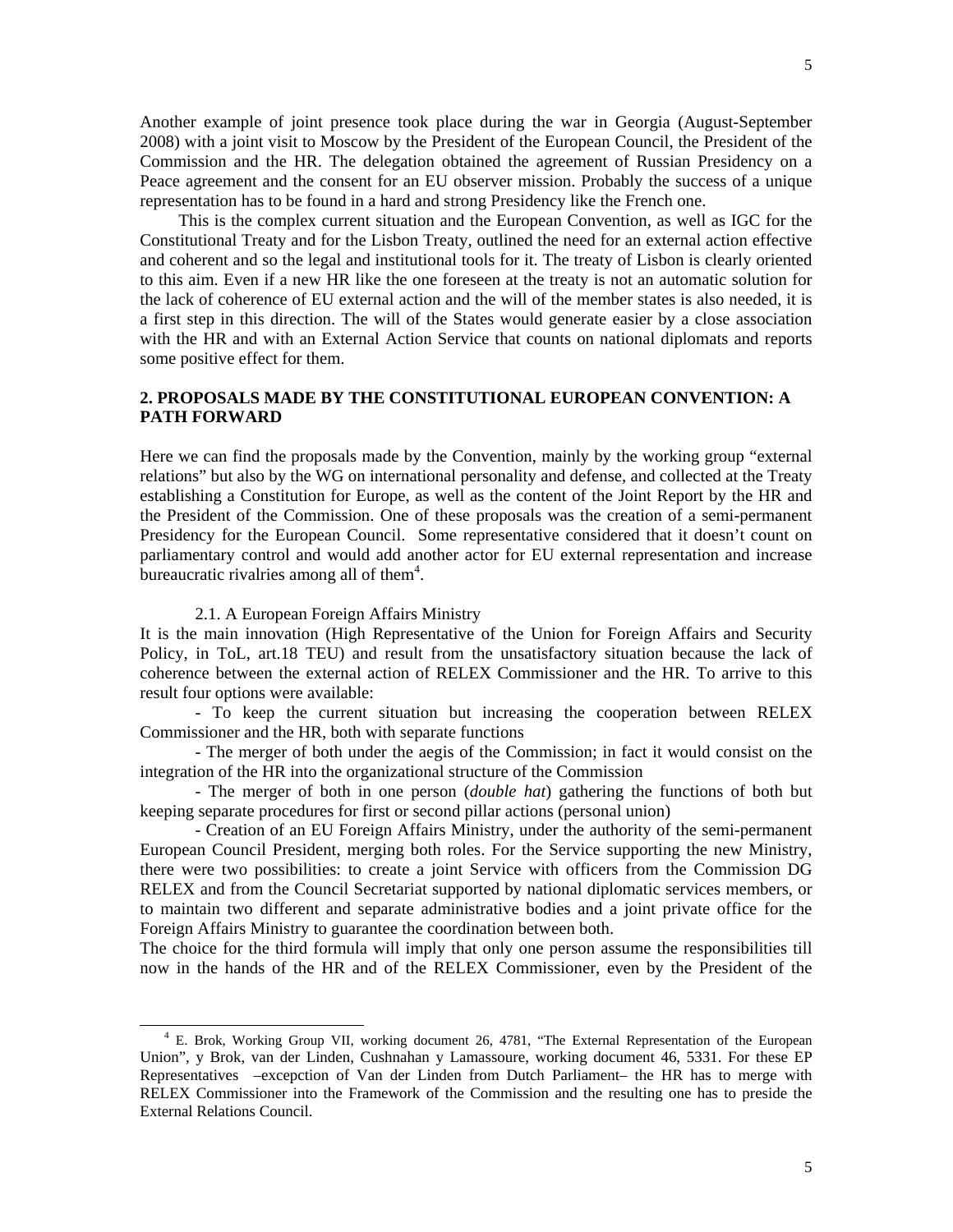Another example of joint presence took place during the war in Georgia (August-September 2008) with a joint visit to Moscow by the President of the European Council, the President of the Commission and the HR. The delegation obtained the agreement of Russian Presidency on a Peace agreement and the consent for an EU observer mission. Probably the success of a unique representation has to be found in a hard and strong Presidency like the French one.

This is the complex current situation and the European Convention, as well as IGC for the Constitutional Treaty and for the Lisbon Treaty, outlined the need for an external action effective and coherent and so the legal and institutional tools for it. The treaty of Lisbon is clearly oriented to this aim. Even if a new HR like the one foreseen at the treaty is not an automatic solution for the lack of coherence of EU external action and the will of the member states is also needed, it is a first step in this direction. The will of the States would generate easier by a close association with the HR and with an External Action Service that counts on national diplomats and reports some positive effect for them.

## 2. PROPOSALS MADE BY THE CONSTITUTIONAL EUROPEAN CONVENTION: A PATH FORWARD

Here we can find the proposals made by the Convention, mainly by the working group "external relations" but also by the WG on international personality and defense, and collected at the Treaty establishing a Constitution for Europe, as well as the content of the Joint Report by the HR and the President of the Commission. One of these proposals was the creation of a semi-permanent Presidency for the European Council. Some representative considered that it doesn't count on parliamentary control and would add another actor for EU external representation and increase bureaucratic rivalries among all of them[4].

### 2.1. A European Foreign Affairs Ministry

It is the main innovation (High Representative of the Union for Foreign Affairs and Security Policy, in ToL, art.18 TEU) and result from the unsatisfactory situation because the lack of coherence between the external action of RELEX Commissioner and the HR. To arrive to this result four options were available:

- To keep the current situation but increasing the cooperation between RELEX Commissioner and the HR, both with separate functions
- The merger of both under the aegis of the Commission; in fact it would consist on the integration of the HR into the organizational structure of the Commission
- The merger of both in one person (*double hat*) gathering the functions of both but keeping separate procedures for first or second pillar actions (personal union)
- Creation of an EU Foreign Affairs Ministry, under the authority of the semi-permanent European Council President, merging both roles. For the Service supporting the new Ministry, there were two possibilities: to create a joint Service with officers from the Commission DG RELEX and from the Council Secretariat supported by national diplomatic services members, or to maintain two different and separate administrative bodies and a joint private office for the Foreign Affairs Ministry to guarantee the coordination between both.

The choice for the third formula will imply that only one person assume the responsibilities till now in the hands of the HR and of the RELEX Commissioner, even by the President of the

---

[4] E. Brok, Working Group VII, working document 26, 4781, "The External Representation of the European Union", y Brok, van der Linden, Cushnahan y Lamassoure, working document 46, 5331. For these EP Representatives –excepction of Van der Linden from Dutch Parliament– the HR has to merge with RELEX Commissioner into the Framework of the Commission and the resulting one has to preside the External Relations Council.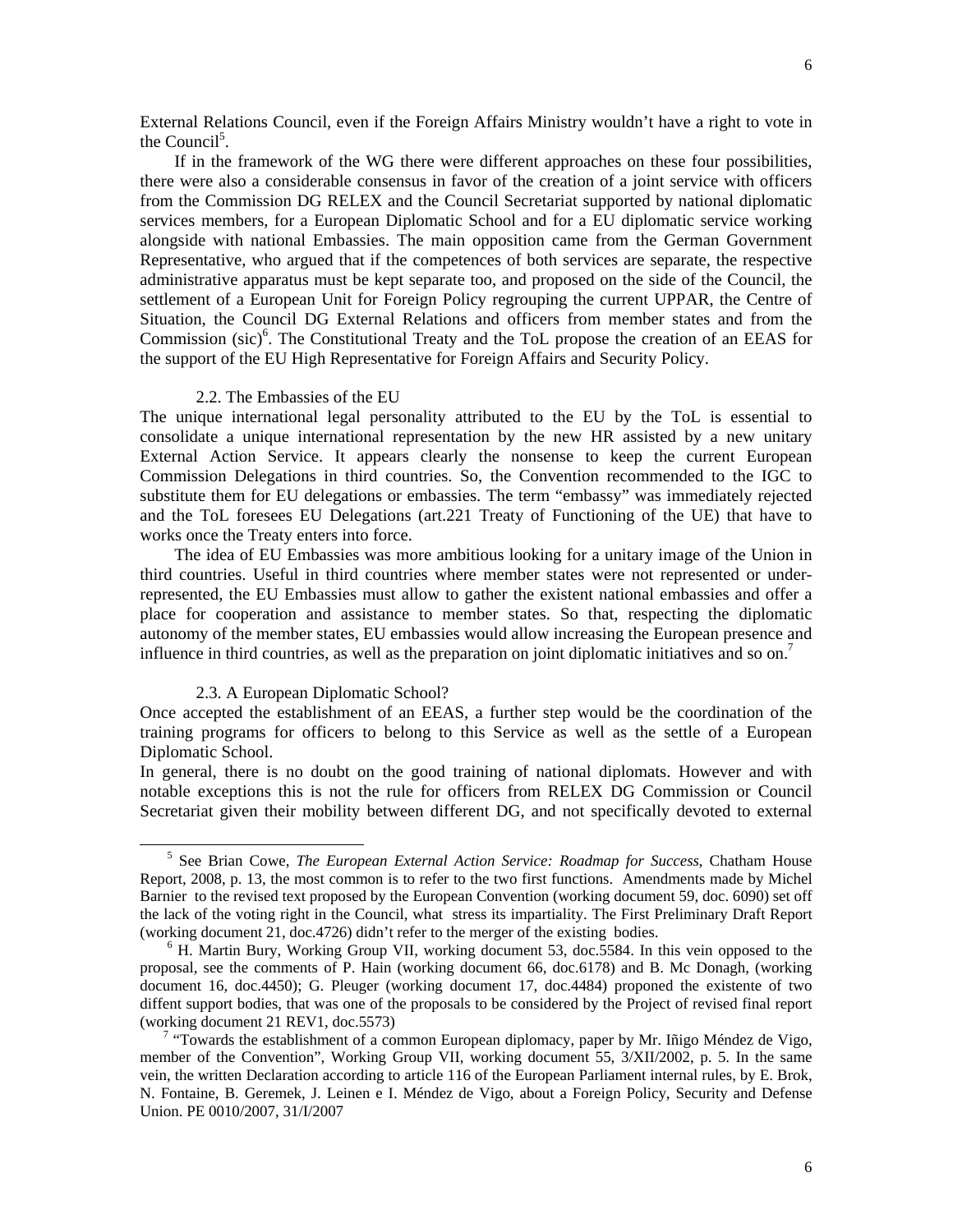External Relations Council, even if the Foreign Affairs Ministry wouldn't have a right to vote in the Council[5].

If in the framework of the WG there were different approaches on these four possibilities, there were also a considerable consensus in favor of the creation of a joint service with officers from the Commission DG RELEX and the Council Secretariat supported by national diplomatic services members, for a European Diplomatic School and for a EU diplomatic service working alongside with national Embassies. The main opposition came from the German Government Representative, who argued that if the competences of both services are separate, the respective administrative apparatus must be kept separate too, and proposed on the side of the Council, the settlement of a European Unit for Foreign Policy regrouping the current UPPAR, the Centre of Situation, the Council DG External Relations and officers from member states and from the Commission (sic)[6]. The Constitutional Treaty and the ToL propose the creation of an EEAS for the support of the EU High Representative for Foreign Affairs and Security Policy.

### 2.2. The Embassies of the EU

The unique international legal personality attributed to the EU by the ToL is essential to consolidate a unique international representation by the new HR assisted by a new unitary External Action Service. It appears clearly the nonsense to keep the current European Commission Delegations in third countries. So, the Convention recommended to the IGC to substitute them for EU delegations or embassies. The term "embassy" was immediately rejected and the ToL foresees EU Delegations (art.221 Treaty of Functioning of the UE) that have to works once the Treaty enters into force.

The idea of EU Embassies was more ambitious looking for a unitary image of the Union in third countries. Useful in third countries where member states were not represented or under-represented, the EU Embassies must allow to gather the existent national embassies and offer a place for cooperation and assistance to member states. So that, respecting the diplomatic autonomy of the member states, EU embassies would allow increasing the European presence and influence in third countries, as well as the preparation on joint diplomatic initiatives and so on.[7]

### 2.3. A European Diplomatic School?

Once accepted the establishment of an EEAS, a further step would be the coordination of the training programs for officers to belong to this Service as well as the settle of a European Diplomatic School.

In general, there is no doubt on the good training of national diplomats. However and with notable exceptions this is not the rule for officers from RELEX DG Commission or Council Secretariat given their mobility between different DG, and not specifically devoted to external

---

[5] See Brian Cowe, *The European External Action Service: Roadmap for Success*, Chatham House Report, 2008, p. 13, the most common is to refer to the two first functions. Amendments made by Michel Barnier to the revised text proposed by the European Convention (working document 59, doc. 6090) set off the lack of the voting right in the Council, what stress its impartiality. The First Preliminary Draft Report (working document 21, doc.4726) didn't refer to the merger of the existing bodies.

[6] H. Martin Bury, Working Group VII, working document 53, doc.5584. In this vein opposed to the proposal, see the comments of P. Hain (working document 66, doc.6178) and B. Mc Donagh, (working document 16, doc.4450); G. Pleuger (working document 17, doc.4484) proponed the existente of two diffent support bodies, that was one of the proposals to be considered by the Project of revised final report (working document 21 REV1, doc.5573)

[7] "Towards the establishment of a common European diplomacy, paper by Mr. Iñigo Méndez de Vigo, member of the Convention", Working Group VII, working document 55, 3/XII/2002, p. 5. In the same vein, the written Declaration according to article 116 of the European Parliament internal rules, by E. Brok, N. Fontaine, B. Geremek, J. Leinen e I. Méndez de Vigo, about a Foreign Policy, Security and Defense Union. PE 0010/2007, 31/I/2007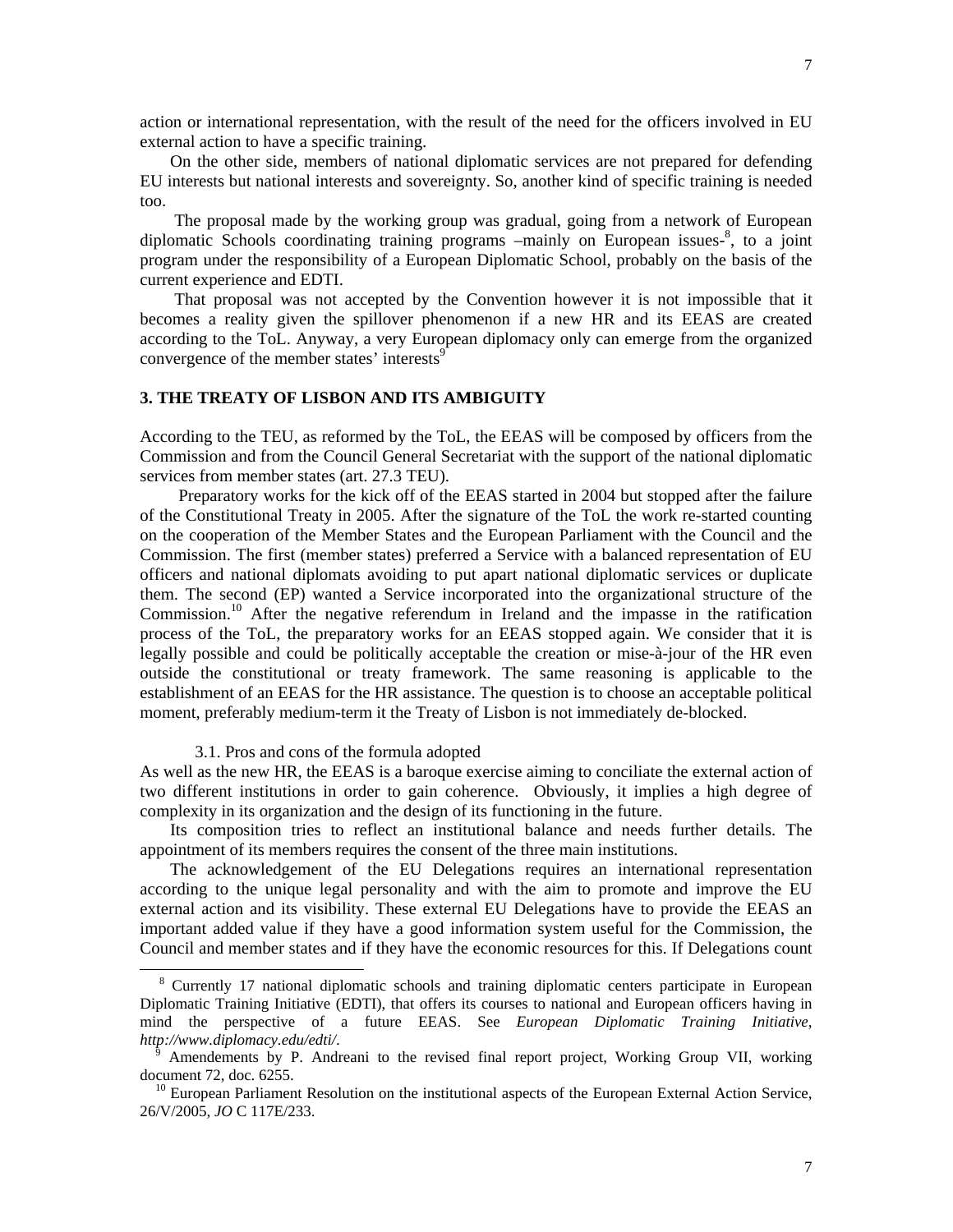action or international representation, with the result of the need for the officers involved in EU external action to have a specific training.

On the other side, members of national diplomatic services are not prepared for defending EU interests but national interests and sovereignty. So, another kind of specific training is needed too.

The proposal made by the working group was gradual, going from a network of European diplomatic Schools coordinating training programs –mainly on European issues-[8], to a joint program under the responsibility of a European Diplomatic School, probably on the basis of the current experience and EDTI.

That proposal was not accepted by the Convention however it is not impossible that it becomes a reality given the spillover phenomenon if a new HR and its EEAS are created according to the ToL. Anyway, a very European diplomacy only can emerge from the organized convergence of the member states' interests[9]

## 3. THE TREATY OF LISBON AND ITS AMBIGUITY

According to the TEU, as reformed by the ToL, the EEAS will be composed by officers from the Commission and from the Council General Secretariat with the support of the national diplomatic services from member states (art. 27.3 TEU).

Preparatory works for the kick off of the EEAS started in 2004 but stopped after the failure of the Constitutional Treaty in 2005. After the signature of the ToL the work re-started counting on the cooperation of the Member States and the European Parliament with the Council and the Commission. The first (member states) preferred a Service with a balanced representation of EU officers and national diplomats avoiding to put apart national diplomatic services or duplicate them. The second (EP) wanted a Service incorporated into the organizational structure of the Commission.[10] After the negative referendum in Ireland and the impasse in the ratification process of the ToL, the preparatory works for an EEAS stopped again. We consider that it is legally possible and could be politically acceptable the creation or mise-à-jour of the HR even outside the constitutional or treaty framework. The same reasoning is applicable to the establishment of an EEAS for the HR assistance. The question is to choose an acceptable political moment, preferably medium-term it the Treaty of Lisbon is not immediately de-blocked.

### 3.1. Pros and cons of the formula adopted

As well as the new HR, the EEAS is a baroque exercise aiming to conciliate the external action of two different institutions in order to gain coherence. Obviously, it implies a high degree of complexity in its organization and the design of its functioning in the future.

Its composition tries to reflect an institutional balance and needs further details. The appointment of its members requires the consent of the three main institutions.

The acknowledgement of the EU Delegations requires an international representation according to the unique legal personality and with the aim to promote and improve the EU external action and its visibility. These external EU Delegations have to provide the EEAS an important added value if they have a good information system useful for the Commission, the Council and member states and if they have the economic resources for this. If Delegations count

---

[8] Currently 17 national diplomatic schools and training diplomatic centers participate in European Diplomatic Training Initiative (EDTI), that offers its courses to national and European officers having in mind the perspective of a future EEAS. See *European Diplomatic Training Initiative*, *http://www.diplomacy.edu/edti/*.

[9] Amendements by P. Andreani to the revised final report project, Working Group VII, working document 72, doc. 6255.

[10] European Parliament Resolution on the institutional aspects of the European External Action Service, 26/V/2005, *JO* C 117E/233.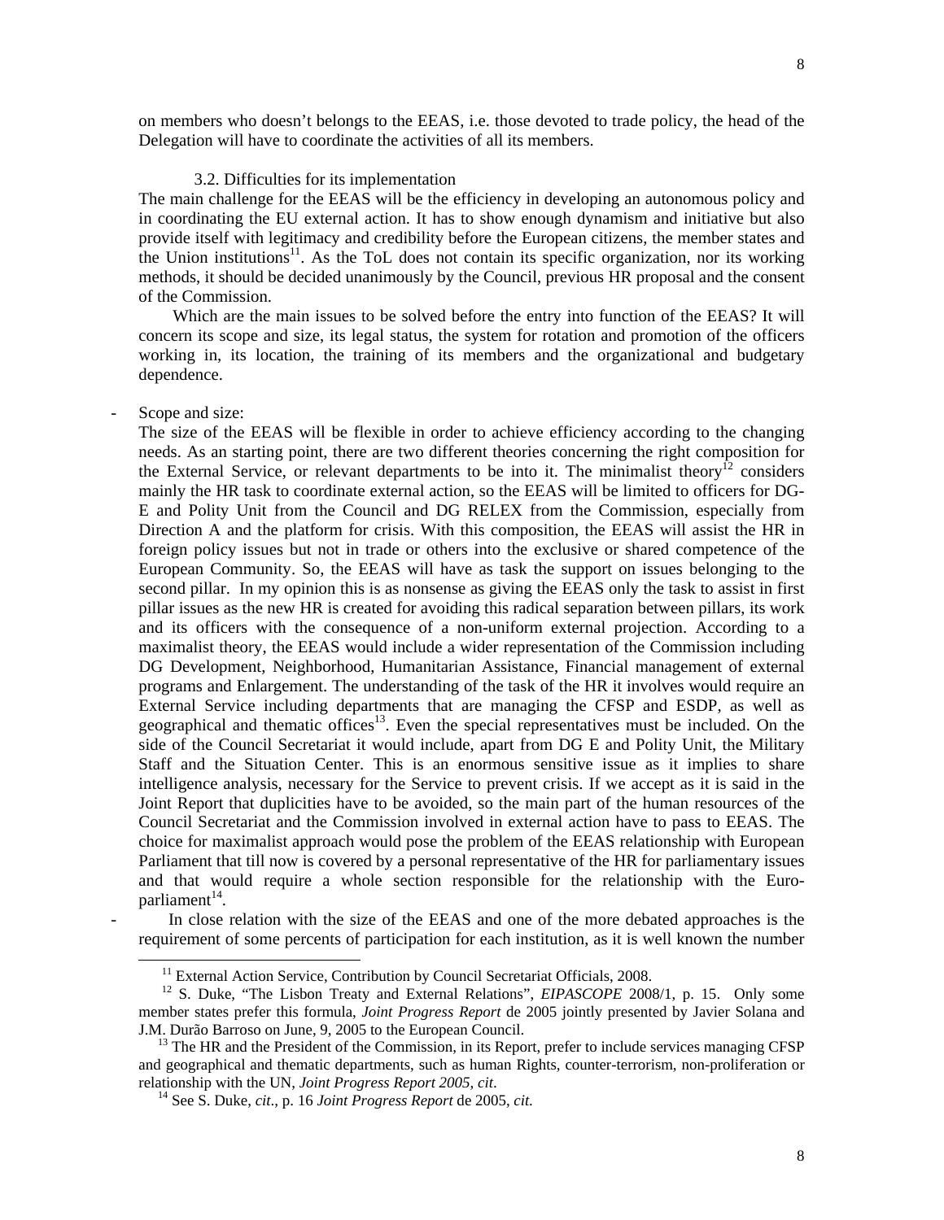on members who doesn't belongs to the EEAS, i.e. those devoted to trade policy, the head of the Delegation will have to coordinate the activities of all its members.

### 3.2. Difficulties for its implementation

The main challenge for the EEAS will be the efficiency in developing an autonomous policy and in coordinating the EU external action. It has to show enough dynamism and initiative but also provide itself with legitimacy and credibility before the European citizens, the member states and the Union institutions[11]. As the ToL does not contain its specific organization, nor its working methods, it should be decided unanimously by the Council, previous HR proposal and the consent of the Commission.

Which are the main issues to be solved before the entry into function of the EEAS? It will concern its scope and size, its legal status, the system for rotation and promotion of the officers working in, its location, the training of its members and the organizational and budgetary dependence.

- Scope and size:

The size of the EEAS will be flexible in order to achieve efficiency according to the changing needs. As an starting point, there are two different theories concerning the right composition for the External Service, or relevant departments to be into it. The minimalist theory[12] considers mainly the HR task to coordinate external action, so the EEAS will be limited to officers for DG-E and Polity Unit from the Council and DG RELEX from the Commission, especially from Direction A and the platform for crisis. With this composition, the EEAS will assist the HR in foreign policy issues but not in trade or others into the exclusive or shared competence of the European Community. So, the EEAS will have as task the support on issues belonging to the second pillar. In my opinion this is as nonsense as giving the EEAS only the task to assist in first pillar issues as the new HR is created for avoiding this radical separation between pillars, its work and its officers with the consequence of a non-uniform external projection. According to a maximalist theory, the EEAS would include a wider representation of the Commission including DG Development, Neighborhood, Humanitarian Assistance, Financial management of external programs and Enlargement. The understanding of the task of the HR it involves would require an External Service including departments that are managing the CFSP and ESDP, as well as geographical and thematic offices[13]. Even the special representatives must be included. On the side of the Council Secretariat it would include, apart from DG E and Polity Unit, the Military Staff and the Situation Center. This is an enormous sensitive issue as it implies to share intelligence analysis, necessary for the Service to prevent crisis. If we accept as it is said in the Joint Report that duplicities have to be avoided, so the main part of the human resources of the Council Secretariat and the Commission involved in external action have to pass to EEAS. The choice for maximalist approach would pose the problem of the EEAS relationship with European Parliament that till now is covered by a personal representative of the HR for parliamentary issues and that would require a whole section responsible for the relationship with the Euro-parliament[14].

- In close relation with the size of the EEAS and one of the more debated approaches is the requirement of some percents of participation for each institution, as it is well known the number

---

[11] External Action Service, Contribution by Council Secretariat Officials, 2008.

[12] S. Duke, "The Lisbon Treaty and External Relations", *EIPASCOPE* 2008/1, p. 15. Only some member states prefer this formula, *Joint Progress Report* de 2005 jointly presented by Javier Solana and J.M. Durão Barroso on June, 9, 2005 to the European Council.

[13] The HR and the President of the Commission, in its Report, prefer to include services managing CFSP and geographical and thematic departments, such as human Rights, counter-terrorism, non-proliferation or relationship with the UN, *Joint Progress Report 2005, cit*.

[14] See S. Duke, *cit*., p. 16 *Joint Progress Report* de 2005, *cit*.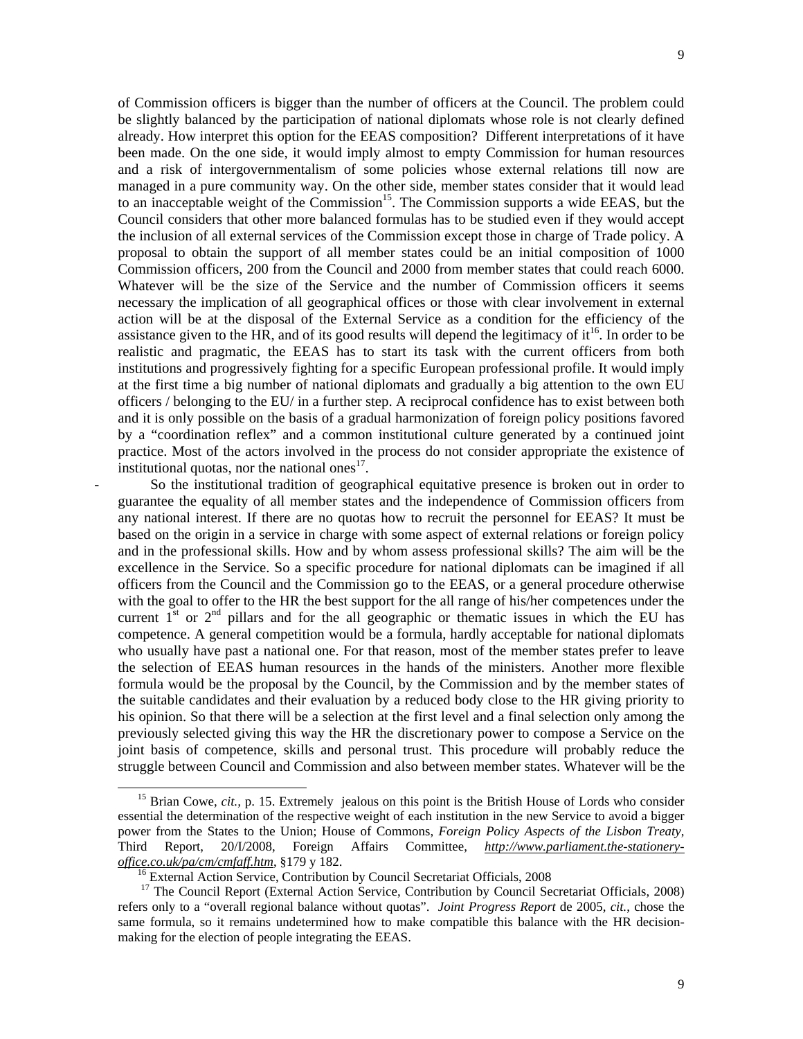of Commission officers is bigger than the number of officers at the Council. The problem could be slightly balanced by the participation of national diplomats whose role is not clearly defined already. How interpret this option for the EEAS composition? Different interpretations of it have been made. On the one side, it would imply almost to empty Commission for human resources and a risk of intergovernmentalism of some policies whose external relations till now are managed in a pure community way. On the other side, member states consider that it would lead to an inacceptable weight of the Commission[15]. The Commission supports a wide EEAS, but the Council considers that other more balanced formulas has to be studied even if they would accept the inclusion of all external services of the Commission except those in charge of Trade policy. A proposal to obtain the support of all member states could be an initial composition of 1000 Commission officers, 200 from the Council and 2000 from member states that could reach 6000. Whatever will be the size of the Service and the number of Commission officers it seems necessary the implication of all geographical offices or those with clear involvement in external action will be at the disposal of the External Service as a condition for the efficiency of the assistance given to the HR, and of its good results will depend the legitimacy of it[16]. In order to be realistic and pragmatic, the EEAS has to start its task with the current officers from both institutions and progressively fighting for a specific European professional profile. It would imply at the first time a big number of national diplomats and gradually a big attention to the own EU officers / belonging to the EU/ in a further step. A reciprocal confidence has to exist between both and it is only possible on the basis of a gradual harmonization of foreign policy positions favored by a "coordination reflex" and a common institutional culture generated by a continued joint practice. Most of the actors involved in the process do not consider appropriate the existence of institutional quotas, nor the national ones[17].

- So the institutional tradition of geographical equitative presence is broken out in order to guarantee the equality of all member states and the independence of Commission officers from any national interest. If there are no quotas how to recruit the personnel for EEAS? It must be based on the origin in a service in charge with some aspect of external relations or foreign policy and in the professional skills. How and by whom assess professional skills? The aim will be the excellence in the Service. So a specific procedure for national diplomats can be imagined if all officers from the Council and the Commission go to the EEAS, or a general procedure otherwise with the goal to offer to the HR the best support for the all range of his/her competences under the current 1st or 2nd pillars and for the all geographic or thematic issues in which the EU has competence. A general competition would be a formula, hardly acceptable for national diplomats who usually have past a national one. For that reason, most of the member states prefer to leave the selection of EEAS human resources in the hands of the ministers. Another more flexible formula would be the proposal by the Council, by the Commission and by the member states of the suitable candidates and their evaluation by a reduced body close to the HR giving priority to his opinion. So that there will be a selection at the first level and a final selection only among the previously selected giving this way the HR the discretionary power to compose a Service on the joint basis of competence, skills and personal trust. This procedure will probably reduce the struggle between Council and Commission and also between member states. Whatever will be the

---

[15] Brian Cowe, *cit.*, p. 15. Extremely jealous on this point is the British House of Lords who consider essential the determination of the respective weight of each institution in the new Service to avoid a bigger power from the States to the Union; House of Commons, *Foreign Policy Aspects of the Lisbon Treaty*, Third Report, 20/I/2008, Foreign Affairs Committee, *http://www.parliament.the-stationery-office.co.uk/pa/cm/cmfaff.htm*, §179 y 182.

[16] External Action Service, Contribution by Council Secretariat Officials, 2008

[17] The Council Report (External Action Service, Contribution by Council Secretariat Officials, 2008) refers only to a "overall regional balance without quotas". *Joint Progress Report* de 2005, *cit.*, chose the same formula, so it remains undetermined how to make compatible this balance with the HR decision-making for the election of people integrating the EEAS.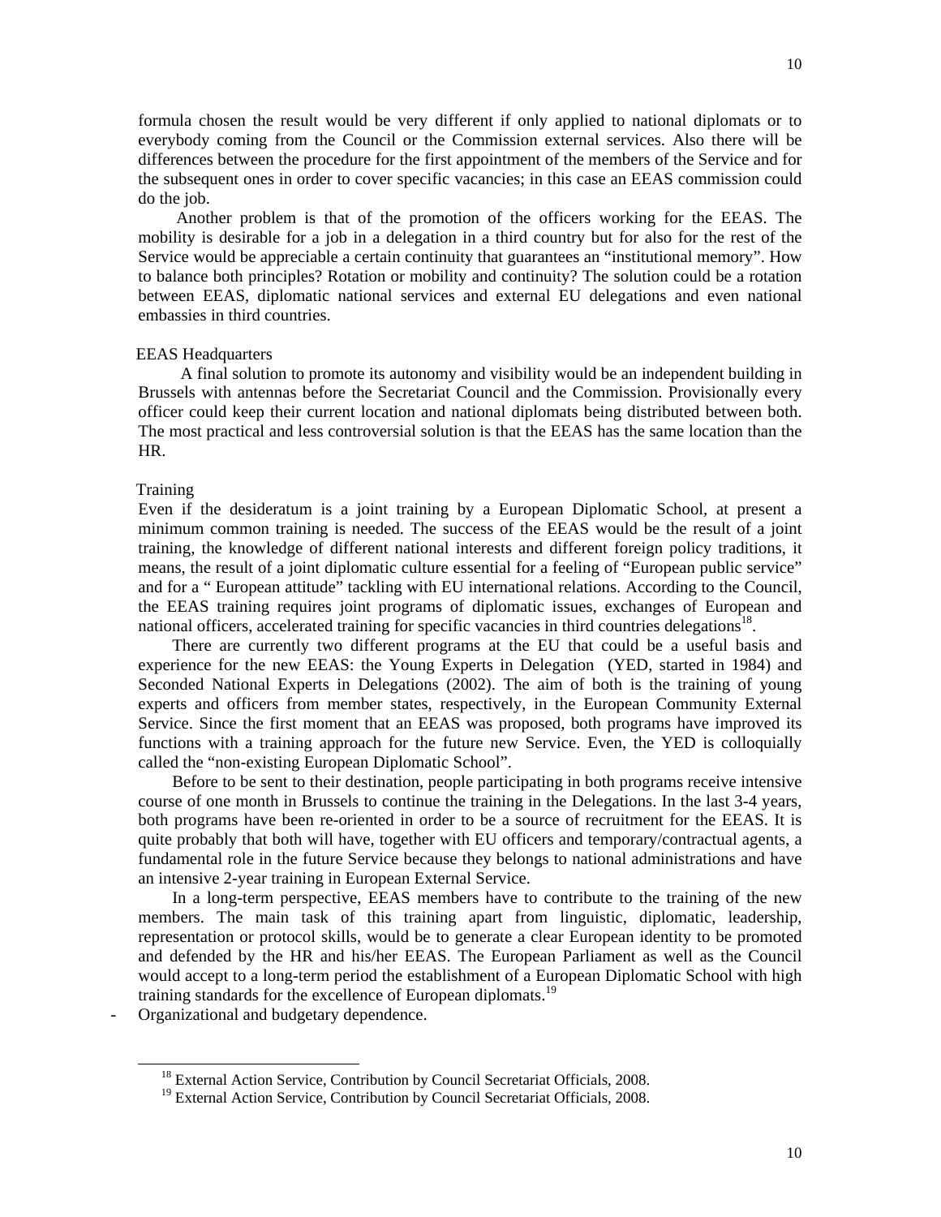formula chosen the result would be very different if only applied to national diplomats or to everybody coming from the Council or the Commission external services. Also there will be differences between the procedure for the first appointment of the members of the Service and for the subsequent ones in order to cover specific vacancies; in this case an EEAS commission could do the job.

Another problem is that of the promotion of the officers working for the EEAS. The mobility is desirable for a job in a delegation in a third country but for also for the rest of the Service would be appreciable a certain continuity that guarantees an "institutional memory". How to balance both principles? Rotation or mobility and continuity? The solution could be a rotation between EEAS, diplomatic national services and external EU delegations and even national embassies in third countries.

EEAS Headquarters

A final solution to promote its autonomy and visibility would be an independent building in Brussels with antennas before the Secretariat Council and the Commission. Provisionally every officer could keep their current location and national diplomats being distributed between both. The most practical and less controversial solution is that the EEAS has the same location than the HR.

Training

Even if the desideratum is a joint training by a European Diplomatic School, at present a minimum common training is needed. The success of the EEAS would be the result of a joint training, the knowledge of different national interests and different foreign policy traditions, it means, the result of a joint diplomatic culture essential for a feeling of "European public service" and for a " European attitude" tackling with EU international relations. According to the Council, the EEAS training requires joint programs of diplomatic issues, exchanges of European and national officers, accelerated training for specific vacancies in third countries delegations[18].

There are currently two different programs at the EU that could be a useful basis and experience for the new EEAS: the Young Experts in Delegation (YED, started in 1984) and Seconded National Experts in Delegations (2002). The aim of both is the training of young experts and officers from member states, respectively, in the European Community External Service. Since the first moment that an EEAS was proposed, both programs have improved its functions with a training approach for the future new Service. Even, the YED is colloquially called the "non-existing European Diplomatic School".

Before to be sent to their destination, people participating in both programs receive intensive course of one month in Brussels to continue the training in the Delegations. In the last 3-4 years, both programs have been re-oriented in order to be a source of recruitment for the EEAS. It is quite probably that both will have, together with EU officers and temporary/contractual agents, a fundamental role in the future Service because they belongs to national administrations and have an intensive 2-year training in European External Service.

In a long-term perspective, EEAS members have to contribute to the training of the new members. The main task of this training apart from linguistic, diplomatic, leadership, representation or protocol skills, would be to generate a clear European identity to be promoted and defended by the HR and his/her EEAS. The European Parliament as well as the Council would accept to a long-term period the establishment of a European Diplomatic School with high training standards for the excellence of European diplomats.[19]

- Organizational and budgetary dependence.

---

[18] External Action Service, Contribution by Council Secretariat Officials, 2008.

[19] External Action Service, Contribution by Council Secretariat Officials, 2008.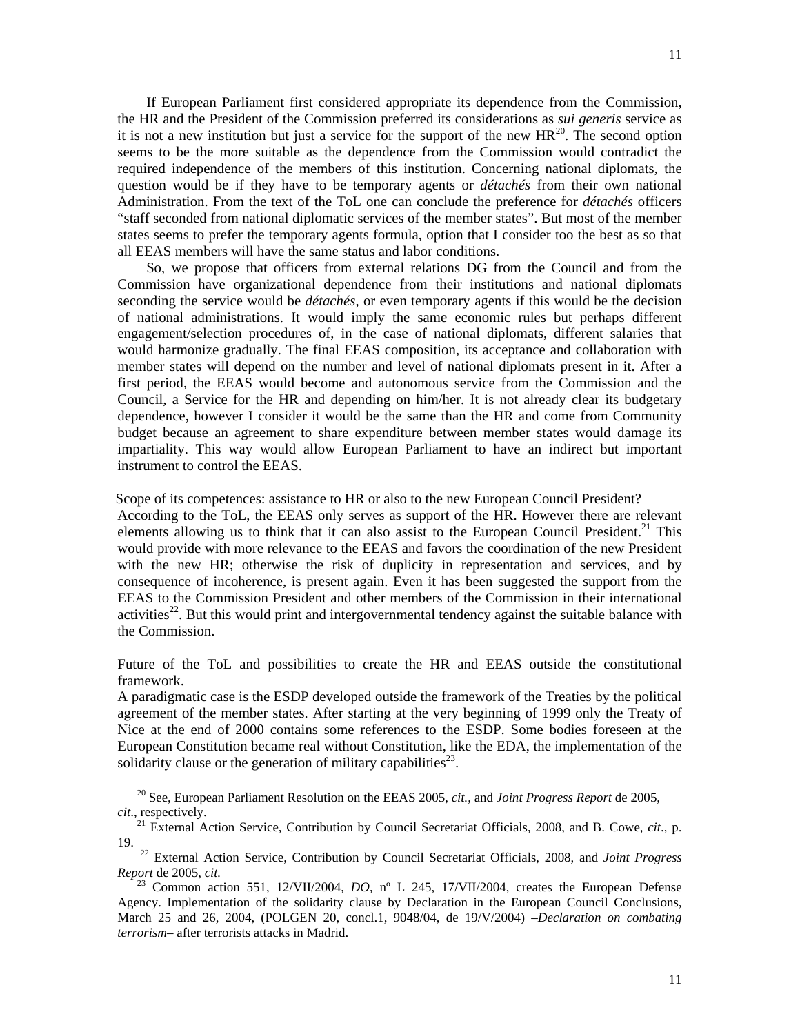If European Parliament first considered appropriate its dependence from the Commission, the HR and the President of the Commission preferred its considerations as *sui generis* service as it is not a new institution but just a service for the support of the new HR[20]. The second option seems to be the more suitable as the dependence from the Commission would contradict the required independence of the members of this institution. Concerning national diplomats, the question would be if they have to be temporary agents or *détachés* from their own national Administration. From the text of the ToL one can conclude the preference for *détachés* officers "staff seconded from national diplomatic services of the member states". But most of the member states seems to prefer the temporary agents formula, option that I consider too the best as so that all EEAS members will have the same status and labor conditions.

So, we propose that officers from external relations DG from the Council and from the Commission have organizational dependence from their institutions and national diplomats seconding the service would be *détachés*, or even temporary agents if this would be the decision of national administrations. It would imply the same economic rules but perhaps different engagement/selection procedures of, in the case of national diplomats, different salaries that would harmonize gradually. The final EEAS composition, its acceptance and collaboration with member states will depend on the number and level of national diplomats present in it. After a first period, the EEAS would become and autonomous service from the Commission and the Council, a Service for the HR and depending on him/her. It is not already clear its budgetary dependence, however I consider it would be the same than the HR and come from Community budget because an agreement to share expenditure between member states would damage its impartiality. This way would allow European Parliament to have an indirect but important instrument to control the EEAS.

Scope of its competences: assistance to HR or also to the new European Council President?

According to the ToL, the EEAS only serves as support of the HR. However there are relevant elements allowing us to think that it can also assist to the European Council President.[21] This would provide with more relevance to the EEAS and favors the coordination of the new President with the new HR; otherwise the risk of duplicity in representation and services, and by consequence of incoherence, is present again. Even it has been suggested the support from the EEAS to the Commission President and other members of the Commission in their international activities[22]. But this would print and intergovernmental tendency against the suitable balance with the Commission.

Future of the ToL and possibilities to create the HR and EEAS outside the constitutional framework.

A paradigmatic case is the ESDP developed outside the framework of the Treaties by the political agreement of the member states. After starting at the very beginning of 1999 only the Treaty of Nice at the end of 2000 contains some references to the ESDP. Some bodies foreseen at the European Constitution became real without Constitution, like the EDA, the implementation of the solidarity clause or the generation of military capabilities[23].

---

[20] See, European Parliament Resolution on the EEAS 2005, *cit.*, and *Joint Progress Report* de 2005, *cit*., respectively.

[21] External Action Service, Contribution by Council Secretariat Officials, 2008, and B. Cowe, *cit*., p. 19.

[22] External Action Service, Contribution by Council Secretariat Officials, 2008, and *Joint Progress Report* de 2005, *cit.*

[23] Common action 551, 12/VII/2004, *DO*, nº L 245, 17/VII/2004, creates the European Defense Agency. Implementation of the solidarity clause by Declaration in the European Council Conclusions, March 25 and 26, 2004, (POLGEN 20, concl.1, 9048/04, de 19/V/2004) –*Declaration on combating terrorism*– after terrorists attacks in Madrid.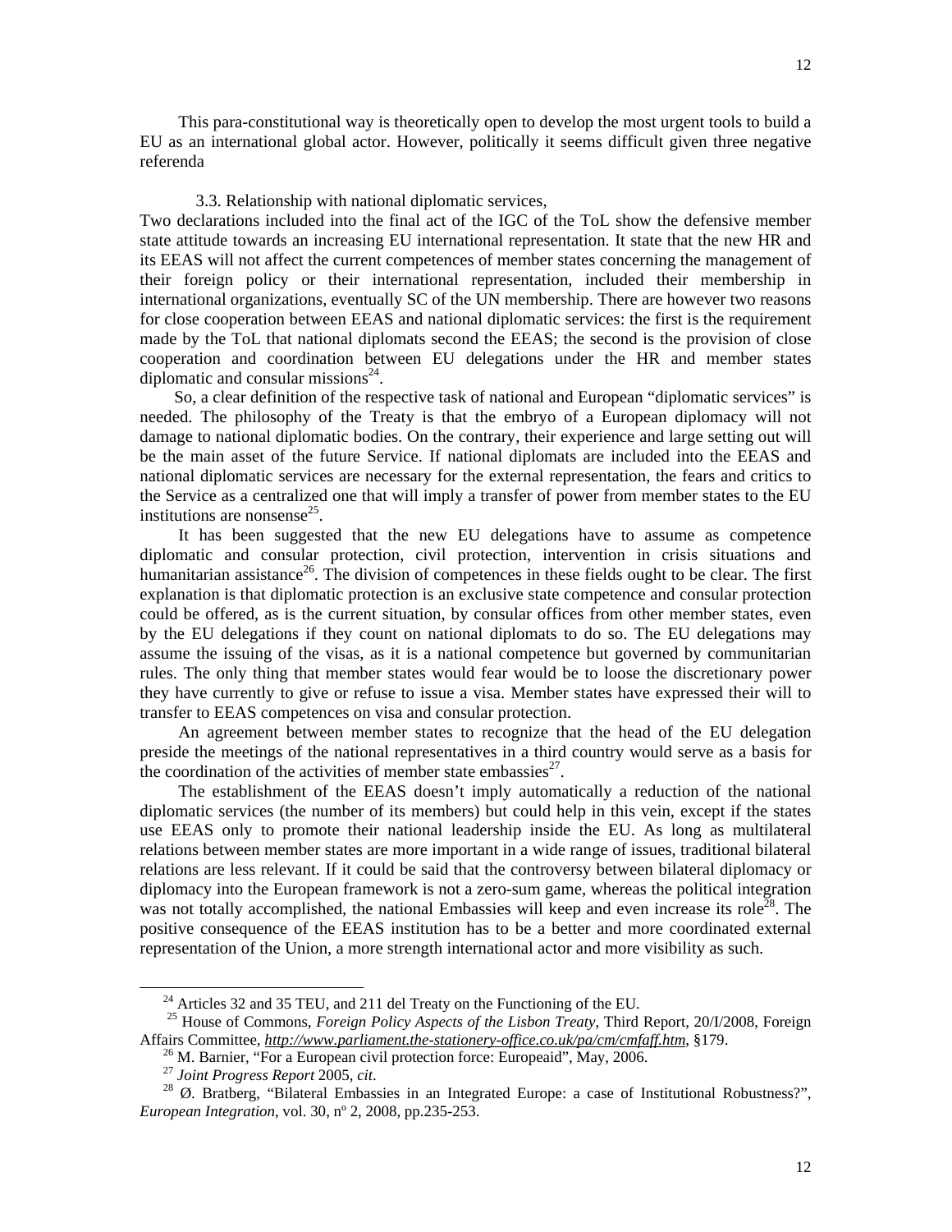This para-constitutional way is theoretically open to develop the most urgent tools to build a EU as an international global actor. However, politically it seems difficult given three negative referenda

### 3.3. Relationship with national diplomatic services,

Two declarations included into the final act of the IGC of the ToL show the defensive member state attitude towards an increasing EU international representation. It state that the new HR and its EEAS will not affect the current competences of member states concerning the management of their foreign policy or their international representation, included their membership in international organizations, eventually SC of the UN membership. There are however two reasons for close cooperation between EEAS and national diplomatic services: the first is the requirement made by the ToL that national diplomats second the EEAS; the second is the provision of close cooperation and coordination between EU delegations under the HR and member states diplomatic and consular missions[24].

So, a clear definition of the respective task of national and European "diplomatic services" is needed. The philosophy of the Treaty is that the embryo of a European diplomacy will not damage to national diplomatic bodies. On the contrary, their experience and large setting out will be the main asset of the future Service. If national diplomats are included into the EEAS and national diplomatic services are necessary for the external representation, the fears and critics to the Service as a centralized one that will imply a transfer of power from member states to the EU institutions are nonsense[25].

It has been suggested that the new EU delegations have to assume as competence diplomatic and consular protection, civil protection, intervention in crisis situations and humanitarian assistance[26]. The division of competences in these fields ought to be clear. The first explanation is that diplomatic protection is an exclusive state competence and consular protection could be offered, as is the current situation, by consular offices from other member states, even by the EU delegations if they count on national diplomats to do so. The EU delegations may assume the issuing of the visas, as it is a national competence but governed by communitarian rules. The only thing that member states would fear would be to loose the discretionary power they have currently to give or refuse to issue a visa. Member states have expressed their will to transfer to EEAS competences on visa and consular protection.

An agreement between member states to recognize that the head of the EU delegation preside the meetings of the national representatives in a third country would serve as a basis for the coordination of the activities of member state embassies[27].

The establishment of the EEAS doesn't imply automatically a reduction of the national diplomatic services (the number of its members) but could help in this vein, except if the states use EEAS only to promote their national leadership inside the EU. As long as multilateral relations between member states are more important in a wide range of issues, traditional bilateral relations are less relevant. If it could be said that the controversy between bilateral diplomacy or diplomacy into the European framework is not a zero-sum game, whereas the political integration was not totally accomplished, the national Embassies will keep and even increase its role[28]. The positive consequence of the EEAS institution has to be a better and more coordinated external representation of the Union, a more strength international actor and more visibility as such.

---

[24] Articles 32 and 35 TEU, and 211 del Treaty on the Functioning of the EU.

[25] House of Commons, *Foreign Policy Aspects of the Lisbon Treaty*, Third Report, 20/I/2008, Foreign Affairs Committee, *http://www.parliament.the-stationery-office.co.uk/pa/cm/cmfaff.htm*, §179.

[26] M. Barnier, "For a European civil protection force: Europeaid", May, 2006.

[27] *Joint Progress Report* 2005, *cit*.

[28] Ø. Bratberg, "Bilateral Embassies in an Integrated Europe: a case of Institutional Robustness?", *European Integration*, vol. 30, nº 2, 2008, pp.235-253.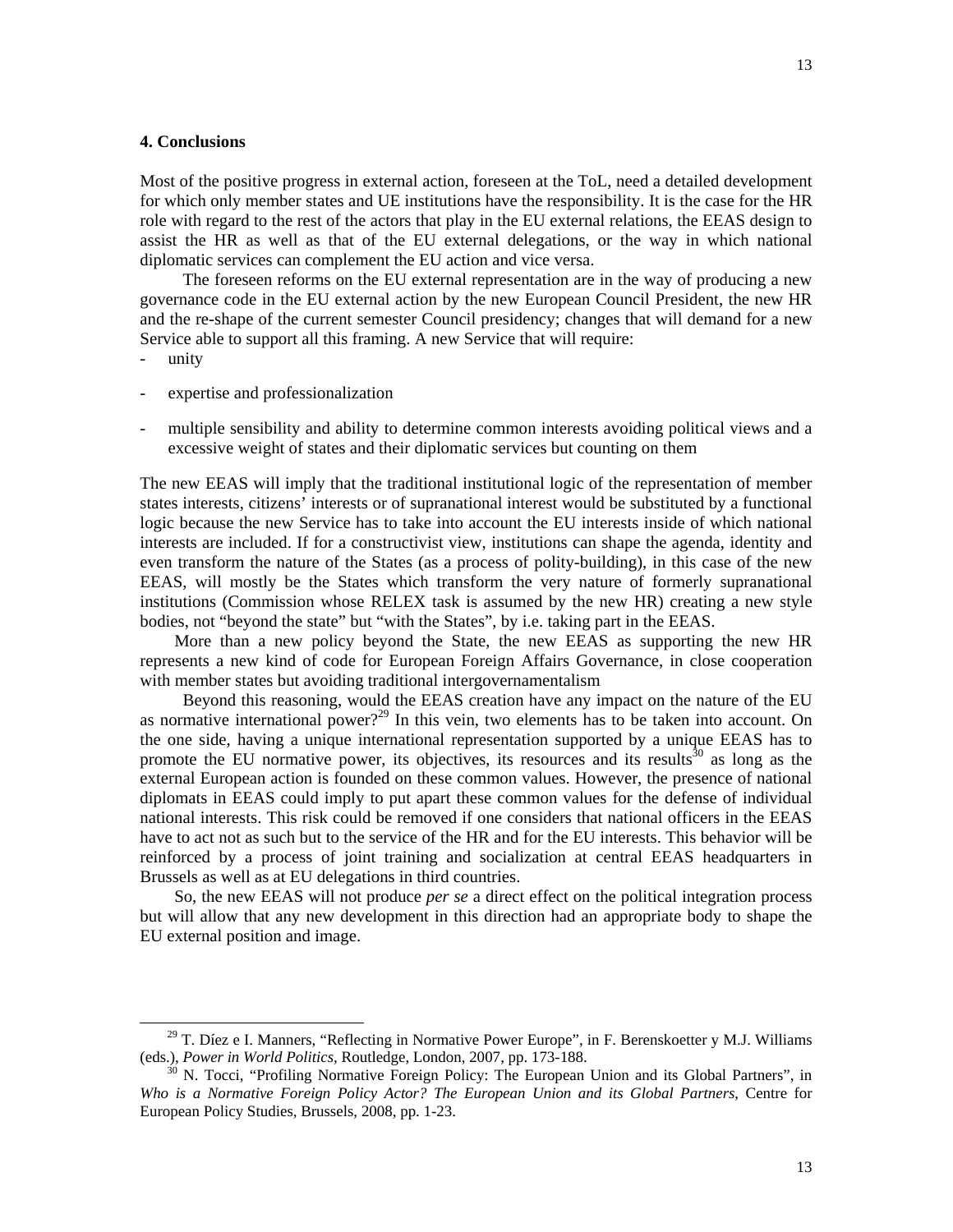## 4. Conclusions

Most of the positive progress in external action, foreseen at the ToL, need a detailed development for which only member states and UE institutions have the responsibility. It is the case for the HR role with regard to the rest of the actors that play in the EU external relations, the EEAS design to assist the HR as well as that of the EU external delegations, or the way in which national diplomatic services can complement the EU action and vice versa.

The foreseen reforms on the EU external representation are in the way of producing a new governance code in the EU external action by the new European Council President, the new HR and the re-shape of the current semester Council presidency; changes that will demand for a new Service able to support all this framing. A new Service that will require:

- unity
- expertise and professionalization
- multiple sensibility and ability to determine common interests avoiding political views and a excessive weight of states and their diplomatic services but counting on them

The new EEAS will imply that the traditional institutional logic of the representation of member states interests, citizens' interests or of supranational interest would be substituted by a functional logic because the new Service has to take into account the EU interests inside of which national interests are included. If for a constructivist view, institutions can shape the agenda, identity and even transform the nature of the States (as a process of polity-building), in this case of the new EEAS, will mostly be the States which transform the very nature of formerly supranational institutions (Commission whose RELEX task is assumed by the new HR) creating a new style bodies, not "beyond the state" but "with the States", by i.e. taking part in the EEAS.

More than a new policy beyond the State, the new EEAS as supporting the new HR represents a new kind of code for European Foreign Affairs Governance, in close cooperation with member states but avoiding traditional intergovernamentalism

Beyond this reasoning, would the EEAS creation have any impact on the nature of the EU as normative international power?[29] In this vein, two elements has to be taken into account. On the one side, having a unique international representation supported by a unique EEAS has to promote the EU normative power, its objectives, its resources and its results[30] as long as the external European action is founded on these common values. However, the presence of national diplomats in EEAS could imply to put apart these common values for the defense of individual national interests. This risk could be removed if one considers that national officers in the EEAS have to act not as such but to the service of the HR and for the EU interests. This behavior will be reinforced by a process of joint training and socialization at central EEAS headquarters in Brussels as well as at EU delegations in third countries.

So, the new EEAS will not produce *per se* a direct effect on the political integration process but will allow that any new development in this direction had an appropriate body to shape the EU external position and image.

---

[29] T. Díez e I. Manners, "Reflecting in Normative Power Europe", in F. Berenskoetter y M.J. Williams (eds.), *Power in World Politics*, Routledge, London, 2007, pp. 173-188.

[30] N. Tocci, "Profiling Normative Foreign Policy: The European Union and its Global Partners", in *Who is a Normative Foreign Policy Actor? The European Union and its Global Partners*, Centre for European Policy Studies, Brussels, 2008, pp. 1-23.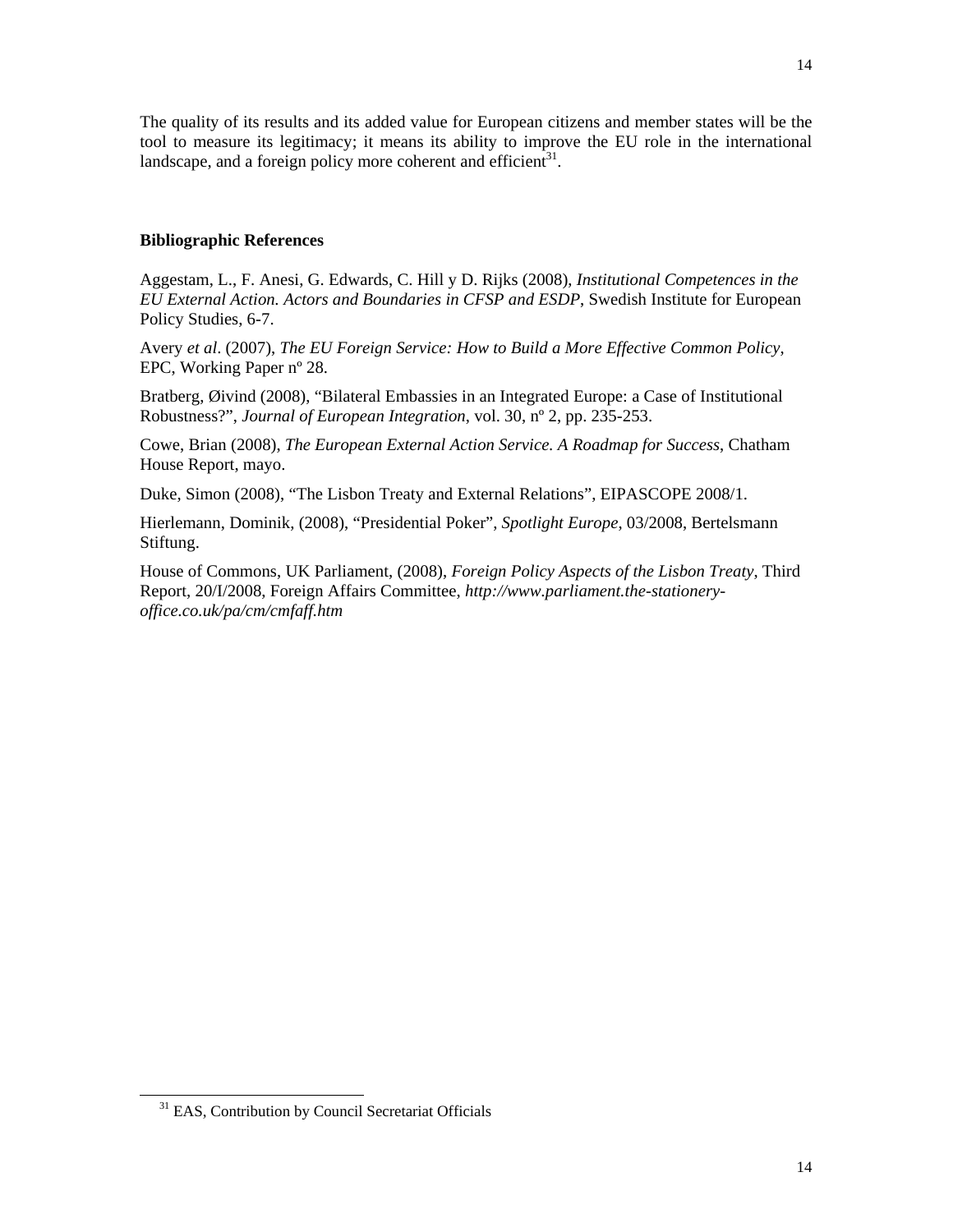The quality of its results and its added value for European citizens and member states will be the tool to measure its legitimacy; it means its ability to improve the EU role in the international landscape, and a foreign policy more coherent and efficient[31].

**Bibliographic References**

Aggestam, L., F. Anesi, G. Edwards, C. Hill y D. Rijks (2008), *Institutional Competences in the EU External Action. Actors and Boundaries in CFSP and ESDP*, Swedish Institute for European Policy Studies, 6-7.

Avery *et al*. (2007), *The EU Foreign Service: How to Build a More Effective Common Policy*, EPC, Working Paper nº 28.

Bratberg, Øivind (2008), "Bilateral Embassies in an Integrated Europe: a Case of Institutional Robustness?", *Journal of European Integration*, vol. 30, nº 2, pp. 235-253.

Cowe, Brian (2008), *The European External Action Service. A Roadmap for Success*, Chatham House Report, mayo.

Duke, Simon (2008), "The Lisbon Treaty and External Relations", EIPASCOPE 2008/1.

Hierlemann, Dominik, (2008), "Presidential Poker", *Spotlight Europe*, 03/2008, Bertelsmann Stiftung.

House of Commons, UK Parliament, (2008), *Foreign Policy Aspects of the Lisbon Treaty*, Third Report, 20/I/2008, Foreign Affairs Committee, *http://www.parliament.the-stationery-office.co.uk/pa/cm/cmfaff.htm*

[31] EAS, Contribution by Council Secretariat Officials